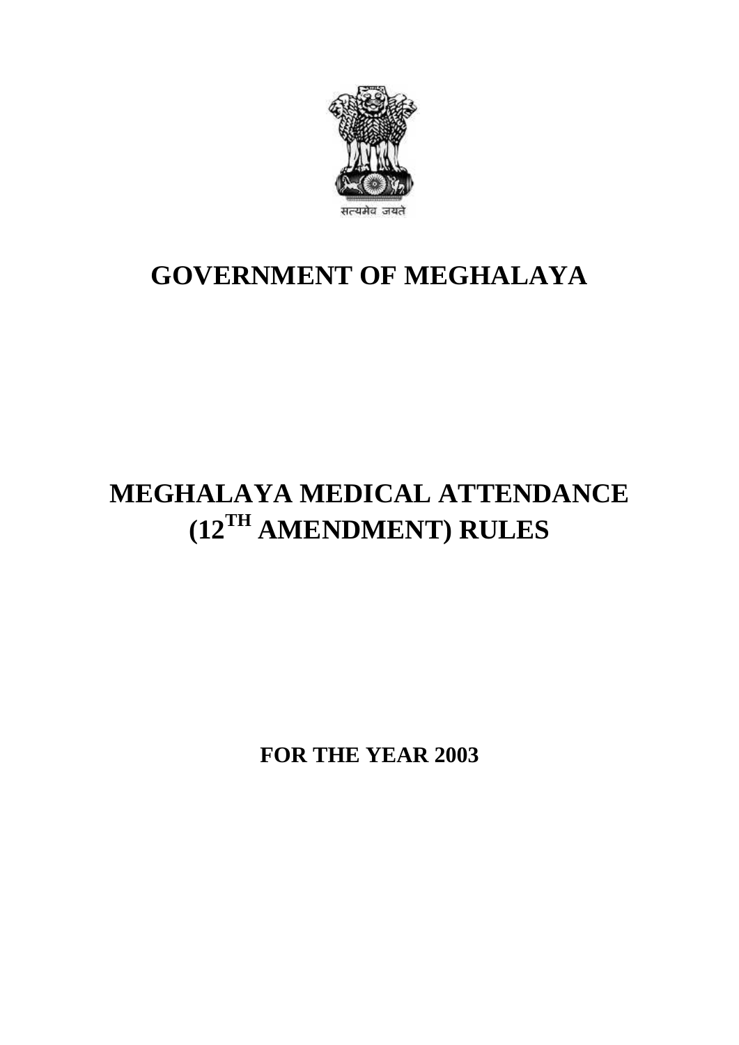सत्यमेव जयते

# GOVERNMENT OF MEGHALAYA

# MEGHALAYA MEDICAL ATTENDANCE (12TH AMENDMENT) RULES

**FOR THE YEAR 2003**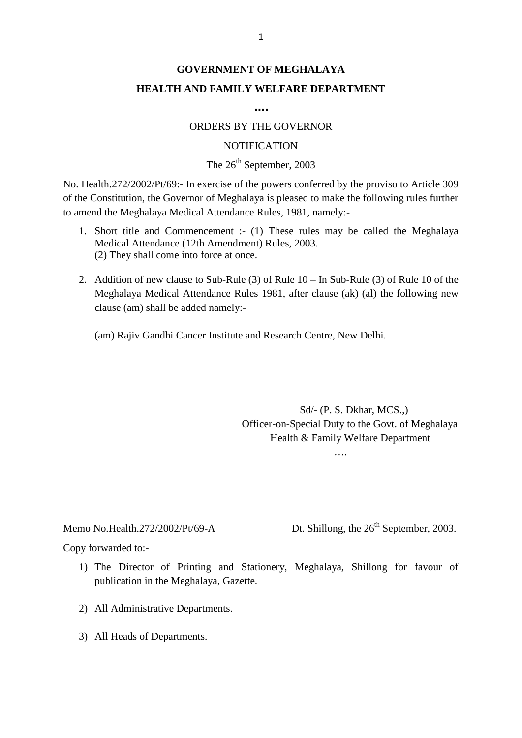**GOVERNMENT OF MEGHALAYA**

**HEALTH AND FAMILY WELFARE DEPARTMENT**

**....**

ORDERS BY THE GOVERNOR

NOTIFICATION

The 26th September, 2003

No. Health.272/2002/Pt/69:- In exercise of the powers conferred by the proviso to Article 309 of the Constitution, the Governor of Meghalaya is pleased to make the following rules further to amend the Meghalaya Medical Attendance Rules, 1981, namely:-

1. Short title and Commencement :- (1) These rules may be called the Meghalaya Medical Attendance (12th Amendment) Rules, 2003.
   (2) They shall come into force at once.

2. Addition of new clause to Sub-Rule (3) of Rule 10 – In Sub-Rule (3) of Rule 10 of the Meghalaya Medical Attendance Rules 1981, after clause (ak) (al) the following new clause (am) shall be added namely:-

   (am) Rajiv Gandhi Cancer Institute and Research Centre, New Delhi.

Sd/- (P. S. Dkhar, MCS.,)
Officer-on-Special Duty to the Govt. of Meghalaya
Health & Family Welfare Department
….

Memo No.Health.272/2002/Pt/69-A Dt. Shillong, the 26th September, 2003.

Copy forwarded to:-

1) The Director of Printing and Stationery, Meghalaya, Shillong for favour of publication in the Meghalaya, Gazette.

2) All Administrative Departments.

3) All Heads of Departments.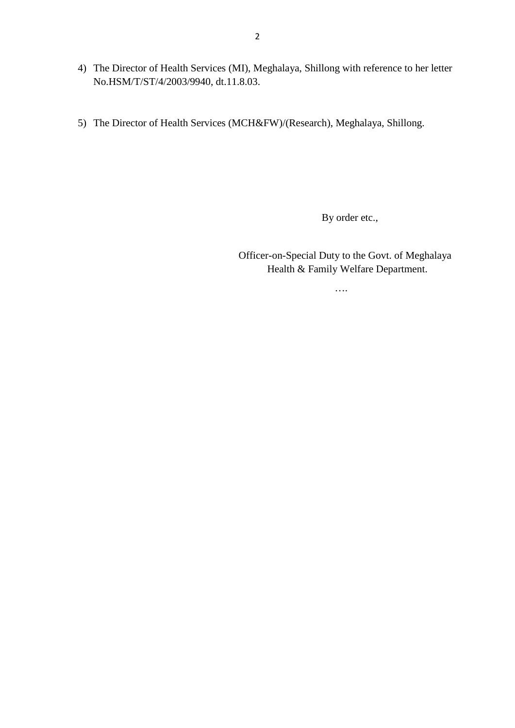4) The Director of Health Services (MI), Meghalaya, Shillong with reference to her letter No.HSM/T/ST/4/2003/9940, dt.11.8.03.

5) The Director of Health Services (MCH&FW)/(Research), Meghalaya, Shillong.

By order etc.,

Officer-on-Special Duty to the Govt. of Meghalaya
Health & Family Welfare Department.

….